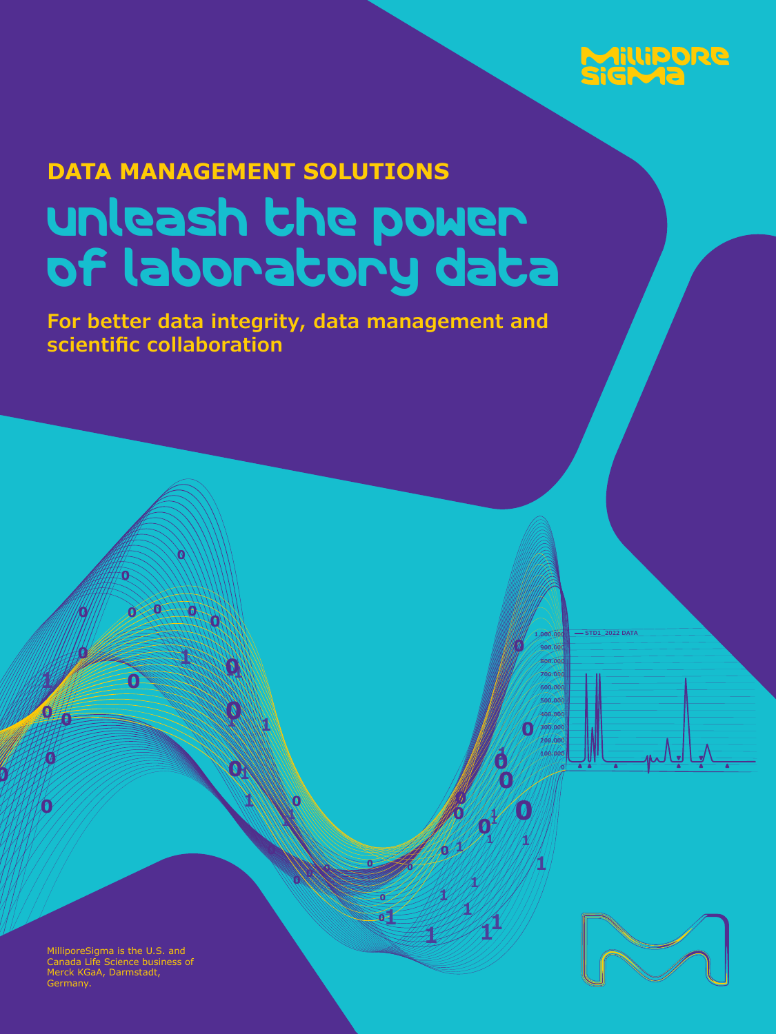MilliporeSigma

## DATA MANAGEMENT SOLUTIONS

# unleash the power of laboratory data

**For better data integrity, data management and scientific collaboration**

MilliporeSigma is the U.S. and Canada Life Science business of Merck KGaA, Darmstadt, Germany.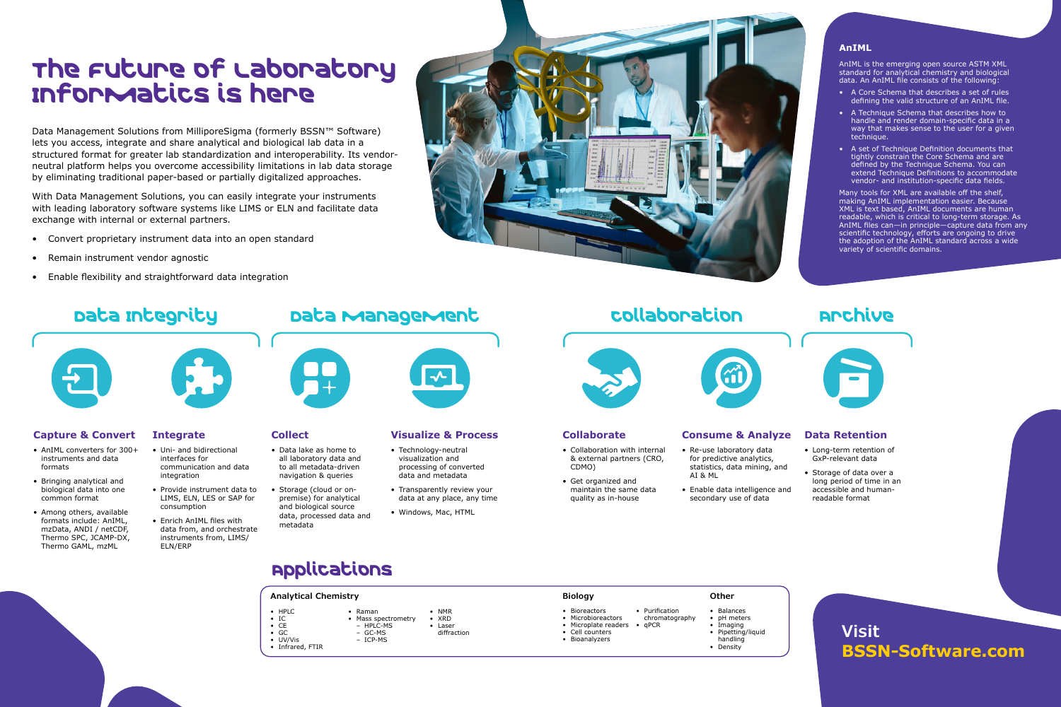# The Future of Laboratory Informatics is here

Data Management Solutions from MilliporeSigma (formerly BSSN™ Software) lets you access, integrate and share analytical and biological lab data in a structured format for greater lab standardization and interoperability. Its vendor-neutral platform helps you overcome accessibility limitations in lab data storage by eliminating traditional paper-based or partially digitalized approaches.

With Data Management Solutions, you can easily integrate your instruments with leading laboratory software systems like LIMS or ELN and facilitate data exchange with internal or external partners.

- Convert proprietary instrument data into an open standard
- Remain instrument vendor agnostic
- Enable flexibility and straightforward data integration

## AnIML

AnIML is the emerging open source ASTM XML standard for analytical chemistry and biological data. An AnIML file consists of the following:

- A Core Schema that describes a set of rules defining the valid structure of an AnIML file.
- A Technique Schema that describes how to handle and render domain-specific data in a way that makes sense to the user for a given technique.
- A set of Technique Definition documents that tightly constrain the Core Schema and are defined by the Technique Schema. You can extend Technique Definitions to accommodate vendor- and institution-specific data fields.

Many tools for XML are available off the shelf, making AnIML implementation easier. Because XML is text based, AnIML documents are human readable, which is critical to long-term storage. As AnIML files can—in principle—capture data from any scientific technology, efforts are ongoing to drive the adoption of the AnIML standard across a wide variety of scientific domains.

## Data Integrity

### Capture & Convert

- AnIML converters for 300+ instruments and data formats
- Bringing analytical and biological data into one common format
- Among others, available formats include: AnIML, mzData, ANDI / netCDF, Thermo SPC, JCAMP-DX, Thermo GAML, mzML

### Integrate

- Uni- and bidirectional interfaces for communication and data integration
- Provide instrument data to LIMS, ELN, LES or SAP for consumption
- Enrich AnIML files with data from, and orchestrate instruments from, LIMS/ ELN/ERP

## Data Management

### Collect

- Data lake as home to all laboratory data and to all metadata-driven navigation & queries
- Storage (cloud or on-premise) for analytical and biological source data, processed data and metadata

### Visualize & Process

- Technology-neutral visualization and processing of converted data and metadata
- Transparently review your data at any place, any time
- Windows, Mac, HTML

## Collaboration

### Collaborate

- Collaboration with internal & external partners (CRO, CDMO)
- Get organized and maintain the same data quality as in-house

### Consume & Analyze

- Re-use laboratory data for predictive analytics, statistics, data mining, and AI & ML
- Enable data intelligence and secondary use of data

## Archive

### Data Retention

- Long-term retention of GxP-relevant data
- Storage of data over a long period of time in an accessible and human-readable format

## Applications

### Analytical Chemistry

- HPLC
- IC
- CE
- GC
- UV/Vis
- Infrared, FTIR
- Raman
- Mass spectrometry
  - HPLC-MS
  - GC-MS
  - ICP-MS
- NMR
- XRD
- Laser diffraction

### Biology

- Bioreactors
- Microbioreactors
- Microplate readers
- Cell counters
- Bioanalyzers
- Purification chromatography
- qPCR

### Other

- Balances
- pH meters
- Imaging
- Pipetting/liquid handling
- Density

**Visit BSSN-Software.com**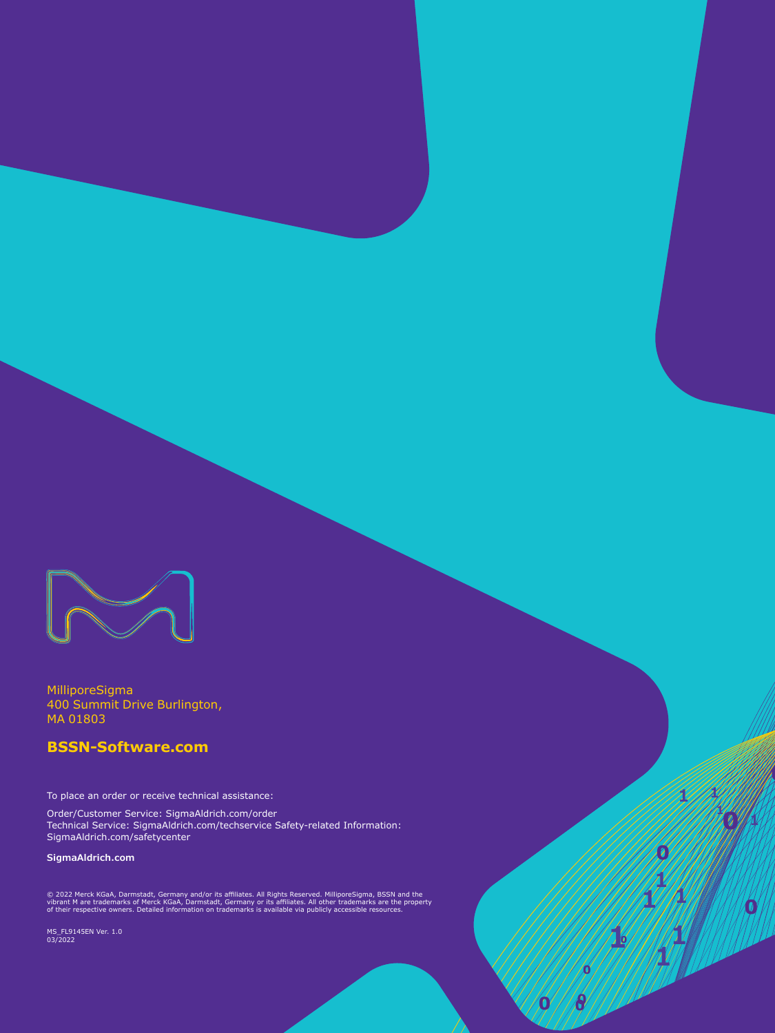MilliporeSigma
400 Summit Drive Burlington,
MA 01803

**BSSN-Software.com**

To place an order or receive technical assistance:

Order/Customer Service: SigmaAldrich.com/order
Technical Service: SigmaAldrich.com/techservice Safety-related Information: SigmaAldrich.com/safetycenter

**SigmaAldrich.com**

© 2022 Merck KGaA, Darmstadt, Germany and/or its affiliates. All Rights Reserved. MilliporeSigma, BSSN and the vibrant M are trademarks of Merck KGaA, Darmstadt, Germany or its affiliates. All other trademarks are the property of their respective owners. Detailed information on trademarks is available via publicly accessible resources.

MS_FL9145EN Ver. 1.0
03/2022